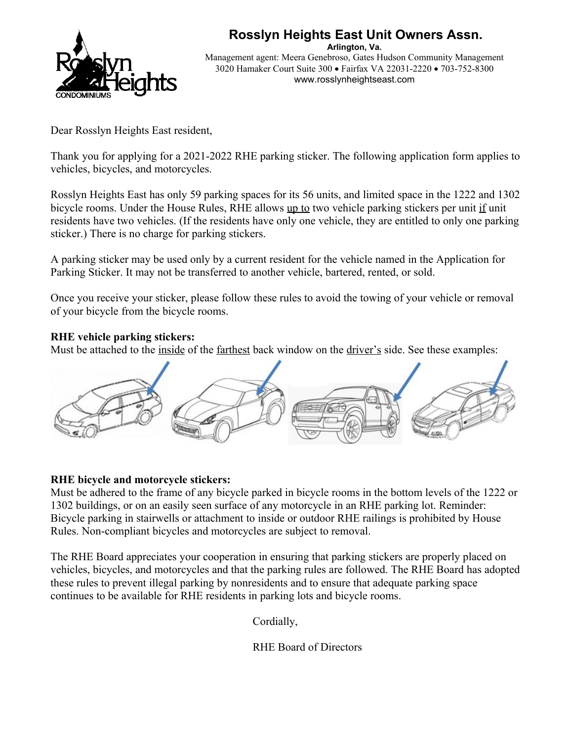# Rosslyn Heights East Unit Owners Assn.

**Arlington, Va.**

Management agent: Meera Genebroso, Gates Hudson Community Management
3020 Hamaker Court Suite 300 • Fairfax VA 22031-2220 • 703-752-8300
www.rosslynheightseast.com

Dear Rosslyn Heights East resident,

Thank you for applying for a 2021-2022 RHE parking sticker. The following application form applies to vehicles, bicycles, and motorcycles.

Rosslyn Heights East has only 59 parking spaces for its 56 units, and limited space in the 1222 and 1302 bicycle rooms. Under the House Rules, RHE allows <u>up to</u> two vehicle parking stickers per unit <u>if</u> unit residents have two vehicles. (If the residents have only one vehicle, they are entitled to only one parking sticker.) There is no charge for parking stickers.

A parking sticker may be used only by a current resident for the vehicle named in the Application for Parking Sticker. It may not be transferred to another vehicle, bartered, rented, or sold.

Once you receive your sticker, please follow these rules to avoid the towing of your vehicle or removal of your bicycle from the bicycle rooms.

**RHE vehicle parking stickers:**
Must be attached to the <u>inside</u> of the <u>farthest</u> back window on the <u>driver's</u> side. See these examples:

**RHE bicycle and motorcycle stickers:**
Must be adhered to the frame of any bicycle parked in bicycle rooms in the bottom levels of the 1222 or 1302 buildings, or on an easily seen surface of any motorcycle in an RHE parking lot. Reminder: Bicycle parking in stairwells or attachment to inside or outdoor RHE railings is prohibited by House Rules. Non-compliant bicycles and motorcycles are subject to removal.

The RHE Board appreciates your cooperation in ensuring that parking stickers are properly placed on vehicles, bicycles, and motorcycles and that the parking rules are followed. The RHE Board has adopted these rules to prevent illegal parking by nonresidents and to ensure that adequate parking space continues to be available for RHE residents in parking lots and bicycle rooms.

Cordially,

RHE Board of Directors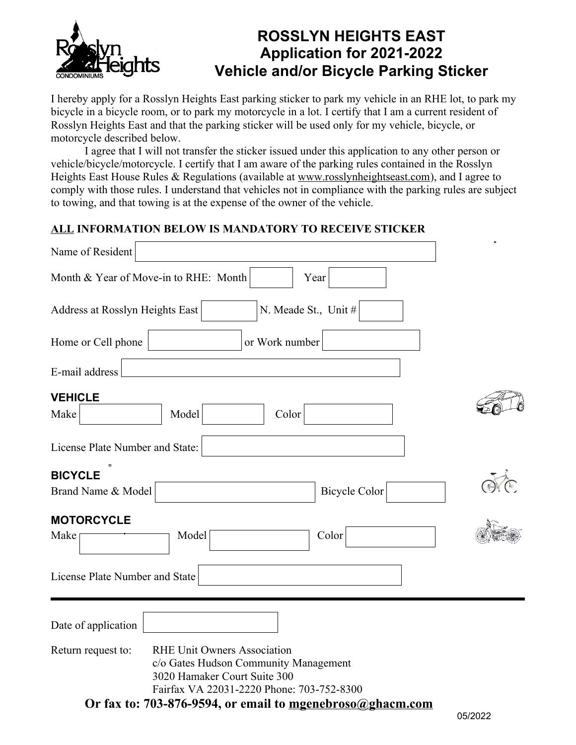# ROSSLYN HEIGHTS EAST
## Application for 2021-2022
## Vehicle and/or Bicycle Parking Sticker

I hereby apply for a Rosslyn Heights East parking sticker to park my vehicle in an RHE lot, to park my bicycle in a bicycle room, or to park my motorcycle in a lot. I certify that I am a current resident of Rosslyn Heights East and that the parking sticker will be used only for my vehicle, bicycle, or motorcycle described below.

I agree that I will not transfer the sticker issued under this application to any other person or vehicle/bicycle/motorcycle. I certify that I am aware of the parking rules contained in the Rosslyn Heights East House Rules & Regulations (available at www.rosslynheightseast.com), and I agree to comply with those rules. I understand that vehicles not in compliance with the parking rules are subject to towing, and that towing is at the expense of the owner of the vehicle.

**ALL INFORMATION BELOW IS MANDATORY TO RECEIVE STICKER**

Name of Resident ______________________

Month & Year of Move-in to RHE: Month ______ Year ______

Address at Rosslyn Heights East ______ N. Meade St., Unit # ______

Home or Cell phone ______ or Work number ______

E-mail address ______________________

**VEHICLE**

Make ______ Model ______ Color ______

License Plate Number and State: ______________________

**BICYCLE**

Brand Name & Model ______________________ Bicycle Color ______

**MOTORCYCLE**

Make ______ Model ______ Color ______

License Plate Number and State ______________________

---

Date of application ______________________

Return request to: RHE Unit Owners Association
c/o Gates Hudson Community Management
3020 Hamaker Court Suite 300
Fairfax VA 22031-2220 Phone: 703-752-8300

**Or fax to: 703-876-9594, or email to mgenebroso@ghacm.com**

05/2022